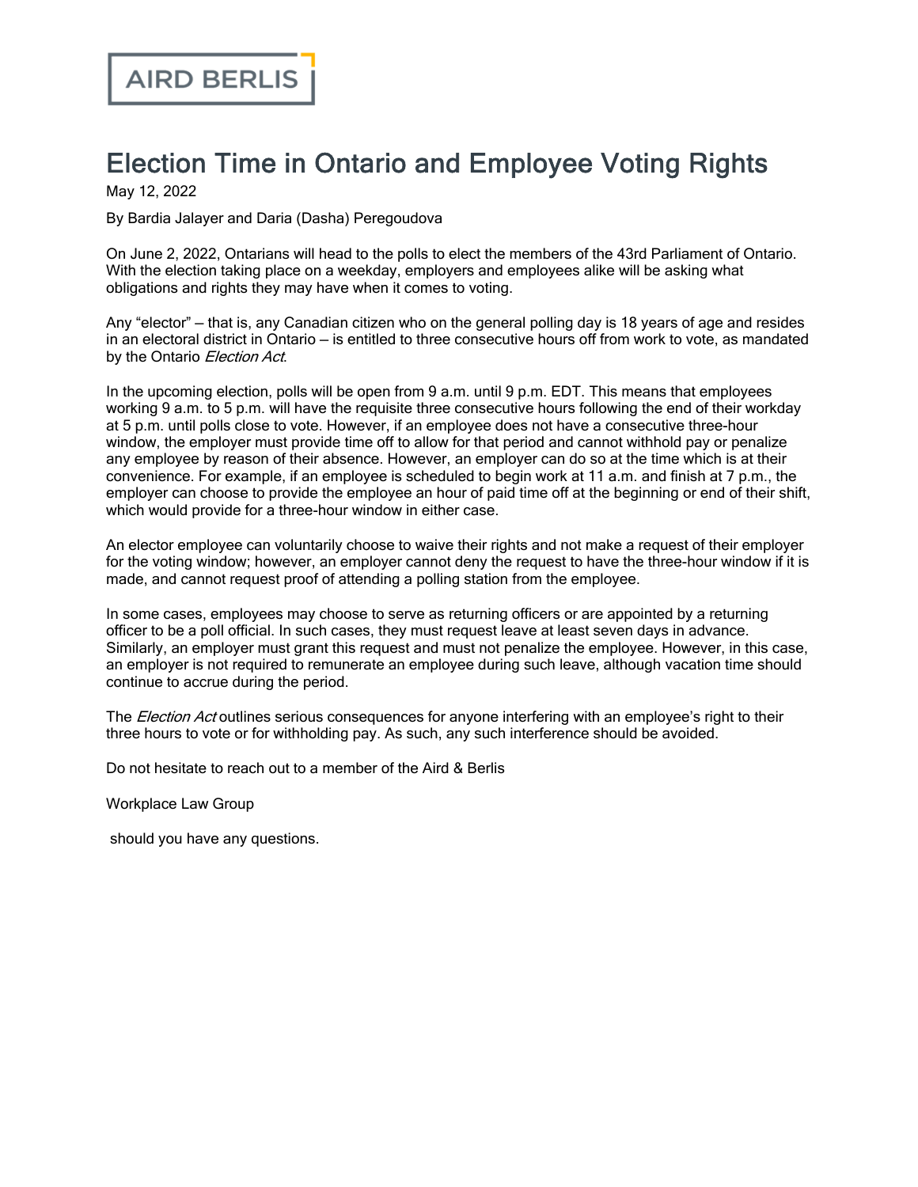AIRD BERLIS

# Election Time in Ontario and Employee Voting Rights

May 12, 2022

By Bardia Jalayer and Daria (Dasha) Peregoudova

On June 2, 2022, Ontarians will head to the polls to elect the members of the 43rd Parliament of Ontario. With the election taking place on a weekday, employers and employees alike will be asking what obligations and rights they may have when it comes to voting.

Any "elector" – that is, any Canadian citizen who on the general polling day is 18 years of age and resides in an electoral district in Ontario – is entitled to three consecutive hours off from work to vote, as mandated by the Ontario *Election Act*.

In the upcoming election, polls will be open from 9 a.m. until 9 p.m. EDT. This means that employees working 9 a.m. to 5 p.m. will have the requisite three consecutive hours following the end of their workday at 5 p.m. until polls close to vote. However, if an employee does not have a consecutive three-hour window, the employer must provide time off to allow for that period and cannot withhold pay or penalize any employee by reason of their absence. However, an employer can do so at the time which is at their convenience. For example, if an employee is scheduled to begin work at 11 a.m. and finish at 7 p.m., the employer can choose to provide the employee an hour of paid time off at the beginning or end of their shift, which would provide for a three-hour window in either case.

An elector employee can voluntarily choose to waive their rights and not make a request of their employer for the voting window; however, an employer cannot deny the request to have the three-hour window if it is made, and cannot request proof of attending a polling station from the employee.

In some cases, employees may choose to serve as returning officers or are appointed by a returning officer to be a poll official. In such cases, they must request leave at least seven days in advance. Similarly, an employer must grant this request and must not penalize the employee. However, in this case, an employer is not required to remunerate an employee during such leave, although vacation time should continue to accrue during the period.

The *Election Act* outlines serious consequences for anyone interfering with an employee's right to their three hours to vote or for withholding pay. As such, any such interference should be avoided.

Do not hesitate to reach out to a member of the Aird & Berlis

Workplace Law Group

should you have any questions.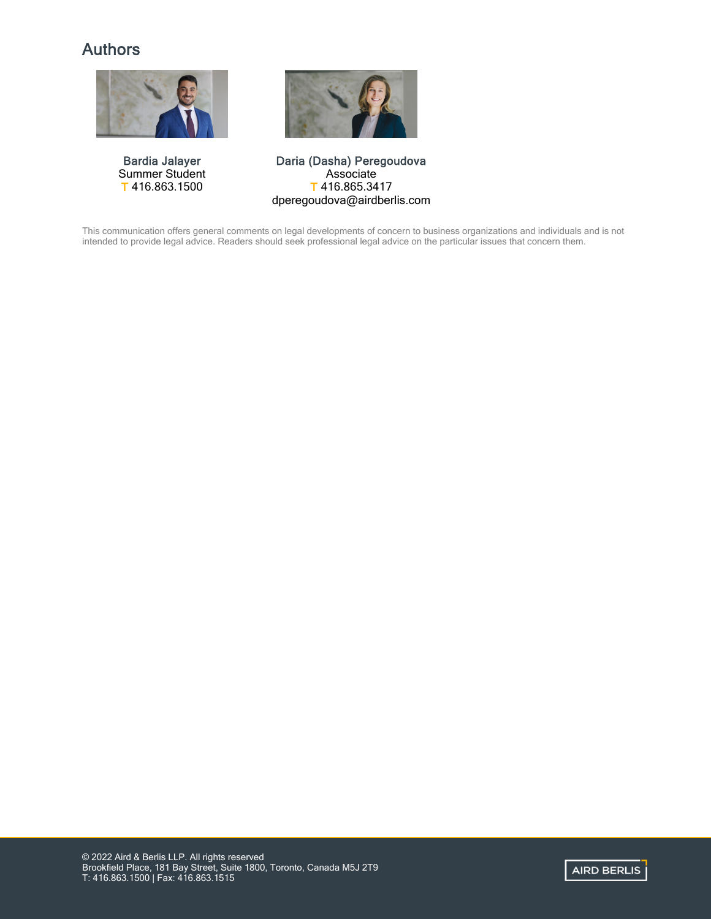## Authors

**Bardia Jalayer**
Summer Student
T 416.863.1500

**Daria (Dasha) Peregoudova**
Associate
T 416.865.3417
dperegoudova@airdberlis.com

This communication offers general comments on legal developments of concern to business organizations and individuals and is not intended to provide legal advice. Readers should seek professional legal advice on the particular issues that concern them.

© 2022 Aird & Berlis LLP. All rights reserved
Brookfield Place, 181 Bay Street, Suite 1800, Toronto, Canada M5J 2T9
T: 416.863.1500 | Fax: 416.863.1515